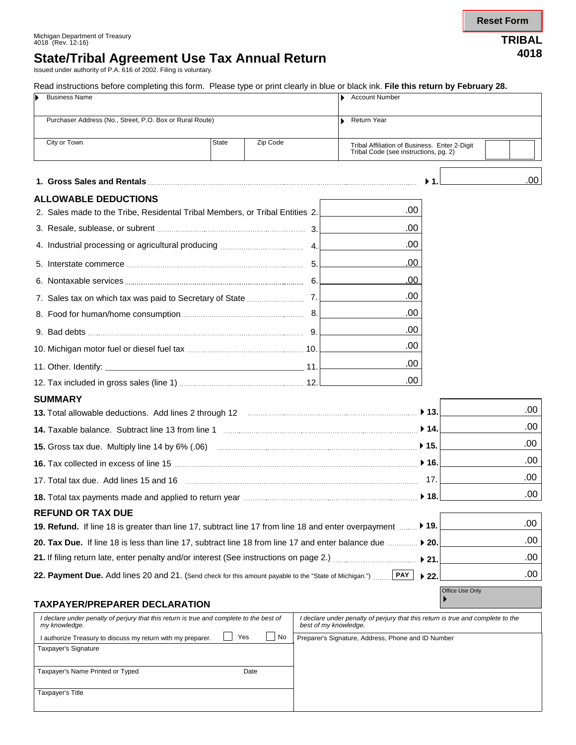Reset Form

Michigan Department of Treasury
4018 (Rev. 12-16)

**TRIBAL 4018**

# State/Tribal Agreement Use Tax Annual Return

Issued under authority of P.A. 616 of 2002. Filing is voluntary.

Read instructions before completing this form. Please type or print clearly in blue or black ink. **File this return by February 28.**

| Business Name | | | Account Number |
|---|---|---|---|
| Purchaser Address (No., Street, P.O. Box or Rural Route) | | | Return Year |
| City or Town | State | Zip Code | Tribal Affiliation of Business. Enter 2-Digit Tribal Code (see instructions, pg. 2) |

**1. Gross Sales and Rentals** ........ 1. .00

## ALLOWABLE DEDUCTIONS

| | | |
|---|---|---|
| 2. Sales made to the Tribe, Residental Tribal Members, or Tribal Entities | 2. | .00 |
| 3. Resale, sublease, or subrent | 3. | .00 |
| 4. Industrial processing or agricultural producing | 4. | .00 |
| 5. Interstate commerce | 5. | .00 |
| 6. Nontaxable services | 6. | .00 |
| 7. Sales tax on which tax was paid to Secretary of State | 7. | .00 |
| 8. Food for human/home consumption | 8. | .00 |
| 9. Bad debts | 9. | .00 |
| 10. Michigan motor fuel or diesel fuel tax | 10. | .00 |
| 11. Other. Identify: ______________________ | 11. | .00 |
| 12. Tax included in gross sales (line 1) | 12. | .00 |

## SUMMARY

| | | |
|---|---|---|
| **13.** Total allowable deductions. Add lines 2 through 12 | 13. | .00 |
| **14.** Taxable balance. Subtract line 13 from line 1 | 14. | .00 |
| **15.** Gross tax due. Multiply line 14 by 6% (.06) | 15. | .00 |
| **16.** Tax collected in excess of line 15 | 16. | .00 |
| 17. Total tax due. Add lines 15 and 16 | 17. | .00 |
| **18.** Total tax payments made and applied to return year | 18. | .00 |

## REFUND OR TAX DUE

| | | |
|---|---|---|
| **19. Refund.** If line 18 is greater than line 17, subtract line 17 from line 18 and enter overpayment | 19. | .00 |
| **20. Tax Due.** If line 18 is less than line 17, subtract line 18 from line 17 and enter balance due | 20. | .00 |
| **21.** If filing return late, enter penalty and/or interest (See instructions on page 2.) | 21. | .00 |
| **22. Payment Due.** Add lines 20 and 21. (Send check for this amount payable to the "State of Michigan.") PAY | 22. | .00 |

Office Use Only

## TAXPAYER/PREPARER DECLARATION

| | |
|---|---|
| *I declare under penalty of perjury that this return is true and complete to the best of my knowledge.* | *I declare under penalty of perjury that this return is true and complete to the best of my knowledge.* |
| I authorize Treasury to discuss my return with my preparer. ☐ Yes ☐ No | Preparer's Signature, Address, Phone and ID Number |
| Taxpayer's Signature | |
| Taxpayer's Name Printed or Typed — Date | |
| Taxpayer's Title | |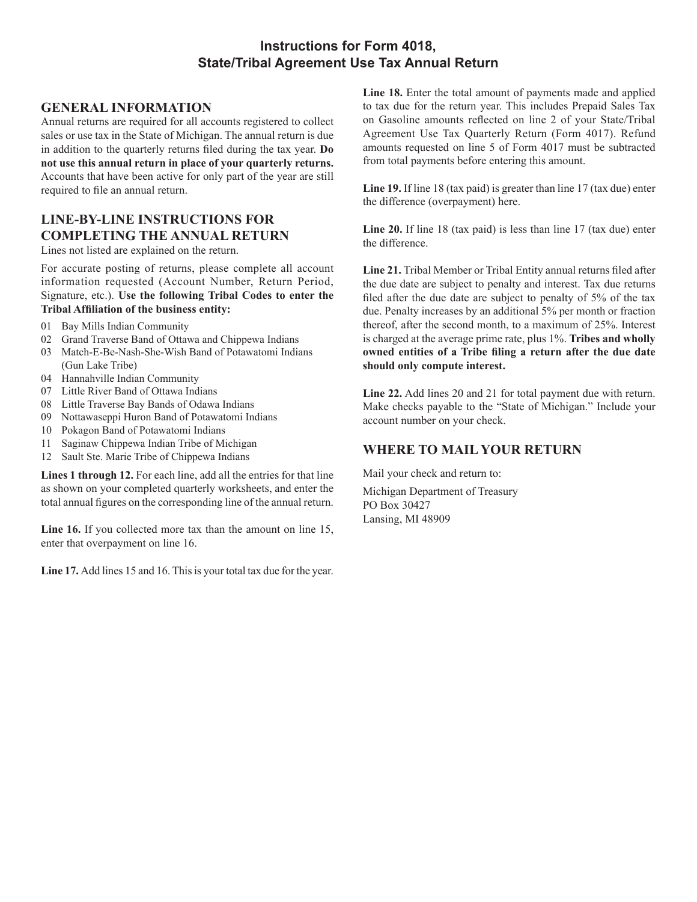# Instructions for Form 4018, State/Tribal Agreement Use Tax Annual Return

## GENERAL INFORMATION

Annual returns are required for all accounts registered to collect sales or use tax in the State of Michigan. The annual return is due in addition to the quarterly returns filed during the tax year. **Do not use this annual return in place of your quarterly returns.** Accounts that have been active for only part of the year are still required to file an annual return.

## LINE-BY-LINE INSTRUCTIONS FOR COMPLETING THE ANNUAL RETURN

Lines not listed are explained on the return.

For accurate posting of returns, please complete all account information requested (Account Number, Return Period, Signature, etc.). **Use the following Tribal Codes to enter the Tribal Affiliation of the business entity:**

- 01 Bay Mills Indian Community
- 02 Grand Traverse Band of Ottawa and Chippewa Indians
- 03 Match-E-Be-Nash-She-Wish Band of Potawatomi Indians (Gun Lake Tribe)
- 04 Hannahville Indian Community
- 07 Little River Band of Ottawa Indians
- 08 Little Traverse Bay Bands of Odawa Indians
- 09 Nottawaseppi Huron Band of Potawatomi Indians
- 10 Pokagon Band of Potawatomi Indians
- 11 Saginaw Chippewa Indian Tribe of Michigan
- 12 Sault Ste. Marie Tribe of Chippewa Indians

**Lines 1 through 12.** For each line, add all the entries for that line as shown on your completed quarterly worksheets, and enter the total annual figures on the corresponding line of the annual return.

**Line 16.** If you collected more tax than the amount on line 15, enter that overpayment on line 16.

**Line 17.** Add lines 15 and 16. This is your total tax due for the year.

**Line 18.** Enter the total amount of payments made and applied to tax due for the return year. This includes Prepaid Sales Tax on Gasoline amounts reflected on line 2 of your State/Tribal Agreement Use Tax Quarterly Return (Form 4017). Refund amounts requested on line 5 of Form 4017 must be subtracted from total payments before entering this amount.

**Line 19.** If line 18 (tax paid) is greater than line 17 (tax due) enter the difference (overpayment) here.

**Line 20.** If line 18 (tax paid) is less than line 17 (tax due) enter the difference.

**Line 21.** Tribal Member or Tribal Entity annual returns filed after the due date are subject to penalty and interest. Tax due returns filed after the due date are subject to penalty of 5% of the tax due. Penalty increases by an additional 5% per month or fraction thereof, after the second month, to a maximum of 25%. Interest is charged at the average prime rate, plus 1%. **Tribes and wholly owned entities of a Tribe filing a return after the due date should only compute interest.**

**Line 22.** Add lines 20 and 21 for total payment due with return. Make checks payable to the "State of Michigan." Include your account number on your check.

## WHERE TO MAIL YOUR RETURN

Mail your check and return to:

Michigan Department of Treasury
PO Box 30427
Lansing, MI 48909